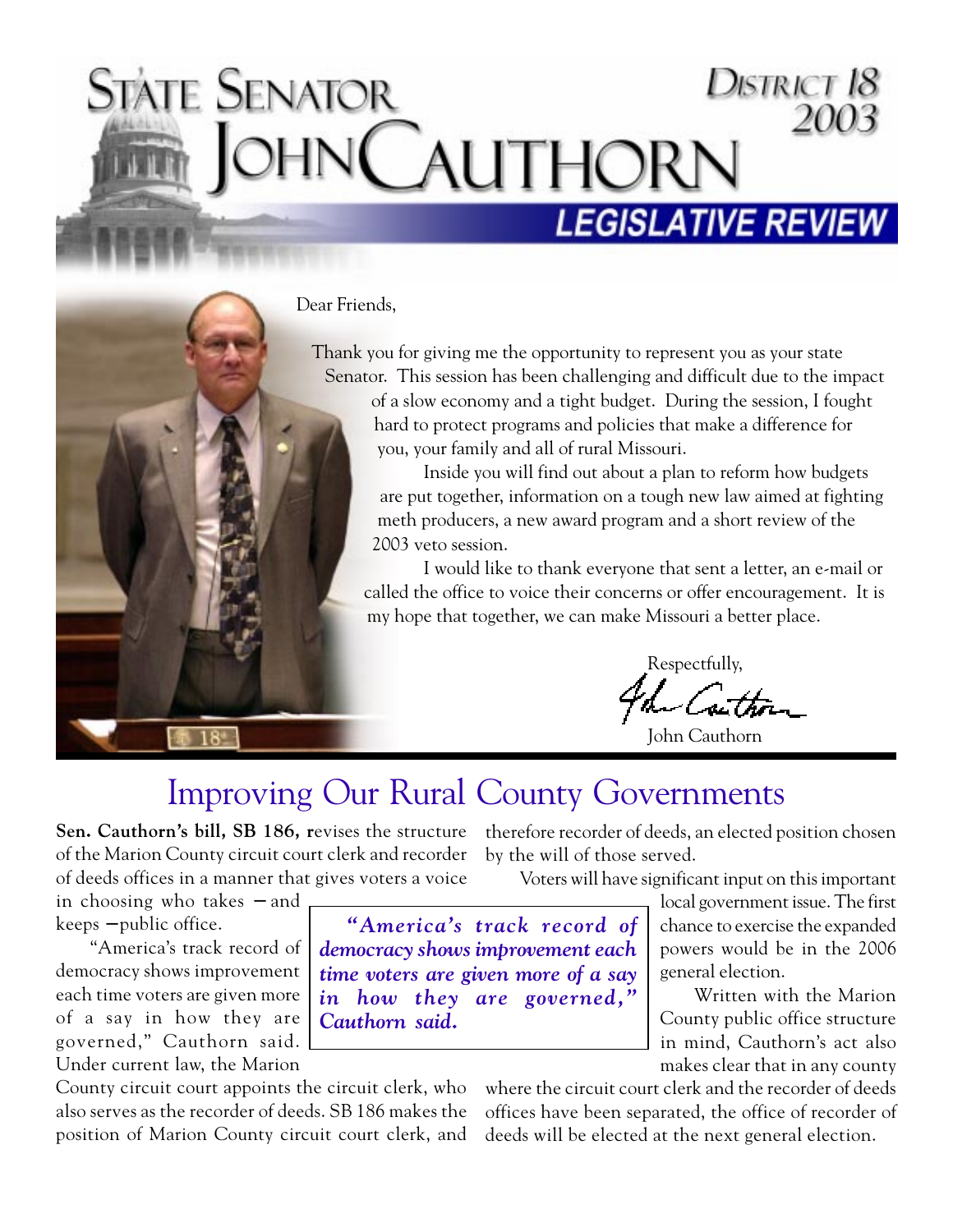# State Senator John Cauthorn

District 18
2003

## LEGISLATIVE REVIEW

Dear Friends,

Thank you for giving me the opportunity to represent you as your state Senator. This session has been challenging and difficult due to the impact of a slow economy and a tight budget. During the session, I fought hard to protect programs and policies that make a difference for you, your family and all of rural Missouri.

Inside you will find out about a plan to reform how budgets are put together, information on a tough new law aimed at fighting meth producers, a new award program and a short review of the 2003 veto session.

I would like to thank everyone that sent a letter, an e-mail or called the office to voice their concerns or offer encouragement. It is my hope that together, we can make Missouri a better place.

Respectfully,

John Cauthorn

## Improving Our Rural County Governments

**Sen. Cauthorn's bill, SB 186, r**evises the structure of the Marion County circuit court clerk and recorder of deeds offices in a manner that gives voters a voice in choosing who takes —and keeps —public office.

"America's track record of democracy shows improvement each time voters are given more of a say in how they are governed," Cauthorn said. Under current law, the Marion County circuit court appoints the circuit clerk, who also serves as the recorder of deeds. SB 186 makes the position of Marion County circuit court clerk, and therefore recorder of deeds, an elected position chosen by the will of those served.

> ***"America's track record of democracy shows improvement each time voters are given more of a say in how they are governed," Cauthorn said.***

Voters will have significant input on this important local government issue. The first chance to exercise the expanded powers would be in the 2006 general election.

Written with the Marion County public office structure in mind, Cauthorn's act also makes clear that in any county where the circuit court clerk and the recorder of deeds offices have been separated, the office of recorder of deeds will be elected at the next general election.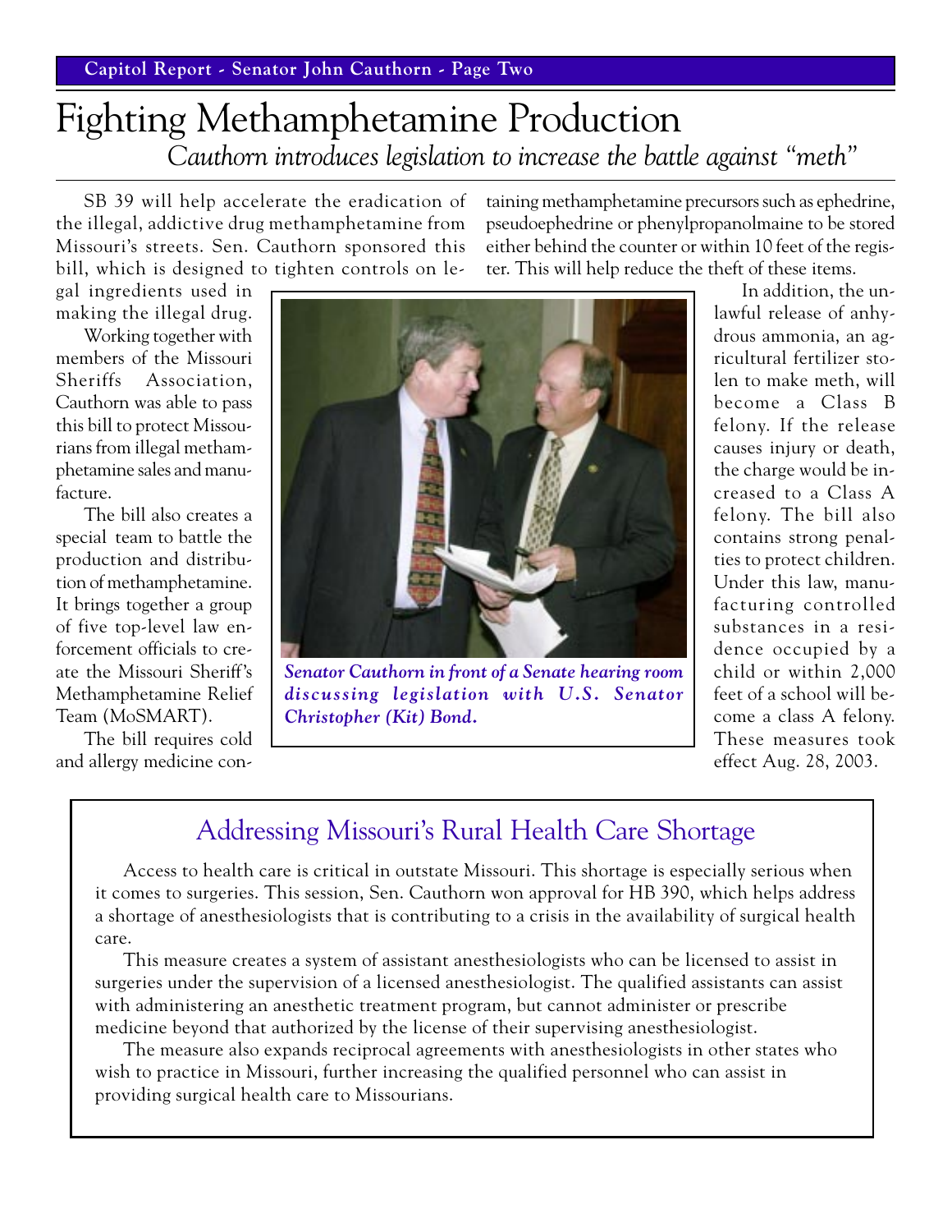# Fighting Methamphetamine Production

*Cauthorn introduces legislation to increase the battle against "meth"*

SB 39 will help accelerate the eradication of the illegal, addictive drug methamphetamine from Missouri's streets. Sen. Cauthorn sponsored this bill, which is designed to tighten controls on legal ingredients used in making the illegal drug.

Working together with members of the Missouri Sheriffs Association, Cauthorn was able to pass this bill to protect Missourians from illegal methamphetamine sales and manufacture.

The bill also creates a special team to battle the production and distribution of methamphetamine. It brings together a group of five top-level law enforcement officials to create the Missouri Sheriff's Methamphetamine Relief Team (MoSMART).

The bill requires cold and allergy medicine containing methamphetamine precursors such as ephedrine, pseudoephedrine or phenylpropanolmaine to be stored either behind the counter or within 10 feet of the register. This will help reduce the theft of these items.

*Senator Cauthorn in front of a Senate hearing room discussing legislation with U.S. Senator Christopher (Kit) Bond.*

In addition, the unlawful release of anhydrous ammonia, an agricultural fertilizer stolen to make meth, will become a Class B felony. If the release causes injury or death, the charge would be increased to a Class A felony. The bill also contains strong penalties to protect children. Under this law, manufacturing controlled substances in a residence occupied by a child or within 2,000 feet of a school will become a class A felony. These measures took effect Aug. 28, 2003.

## Addressing Missouri's Rural Health Care Shortage

Access to health care is critical in outstate Missouri. This shortage is especially serious when it comes to surgeries. This session, Sen. Cauthorn won approval for HB 390, which helps address a shortage of anesthesiologists that is contributing to a crisis in the availability of surgical health care.

This measure creates a system of assistant anesthesiologists who can be licensed to assist in surgeries under the supervision of a licensed anesthesiologist. The qualified assistants can assist with administering an anesthetic treatment program, but cannot administer or prescribe medicine beyond that authorized by the license of their supervising anesthesiologist.

The measure also expands reciprocal agreements with anesthesiologists in other states who wish to practice in Missouri, further increasing the qualified personnel who can assist in providing surgical health care to Missourians.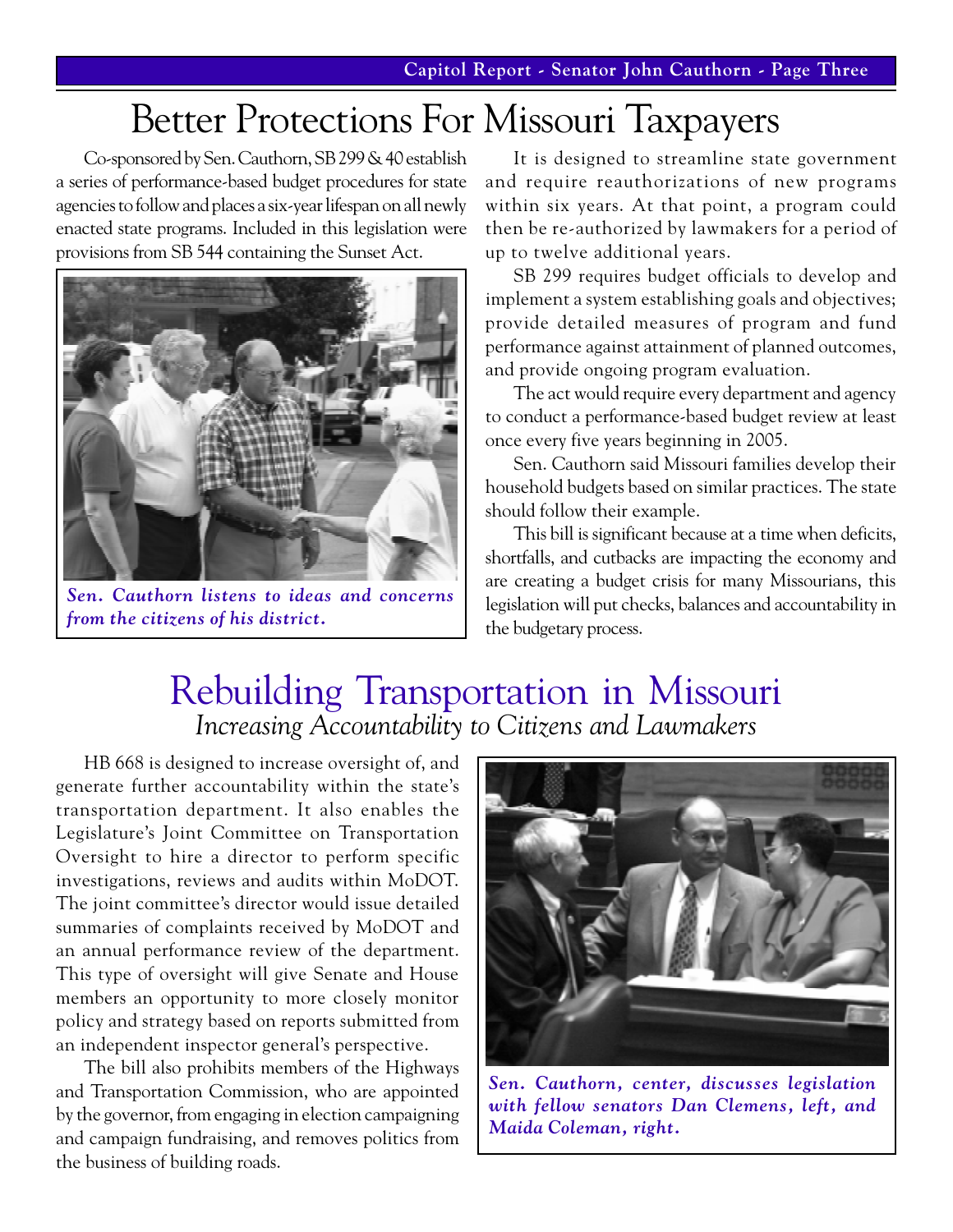# Better Protections For Missouri Taxpayers

Co-sponsored by Sen. Cauthorn, SB 299 & 40 establish a series of performance-based budget procedures for state agencies to follow and places a six-year lifespan on all newly enacted state programs. Included in this legislation were provisions from SB 544 containing the Sunset Act.

*Sen. Cauthorn listens to ideas and concerns from the citizens of his district.*

It is designed to streamline state government and require reauthorizations of new programs within six years. At that point, a program could then be re-authorized by lawmakers for a period of up to twelve additional years.

SB 299 requires budget officials to develop and implement a system establishing goals and objectives; provide detailed measures of program and fund performance against attainment of planned outcomes, and provide ongoing program evaluation.

The act would require every department and agency to conduct a performance-based budget review at least once every five years beginning in 2005.

Sen. Cauthorn said Missouri families develop their household budgets based on similar practices. The state should follow their example.

This bill is significant because at a time when deficits, shortfalls, and cutbacks are impacting the economy and are creating a budget crisis for many Missourians, this legislation will put checks, balances and accountability in the budgetary process.

# Rebuilding Transportation in Missouri

## *Increasing Accountability to Citizens and Lawmakers*

HB 668 is designed to increase oversight of, and generate further accountability within the state's transportation department. It also enables the Legislature's Joint Committee on Transportation Oversight to hire a director to perform specific investigations, reviews and audits within MoDOT. The joint committee's director would issue detailed summaries of complaints received by MoDOT and an annual performance review of the department. This type of oversight will give Senate and House members an opportunity to more closely monitor policy and strategy based on reports submitted from an independent inspector general's perspective.

The bill also prohibits members of the Highways and Transportation Commission, who are appointed by the governor, from engaging in election campaigning and campaign fundraising, and removes politics from the business of building roads.

*Sen. Cauthorn, center, discusses legislation with fellow senators Dan Clemens, left, and Maida Coleman, right.*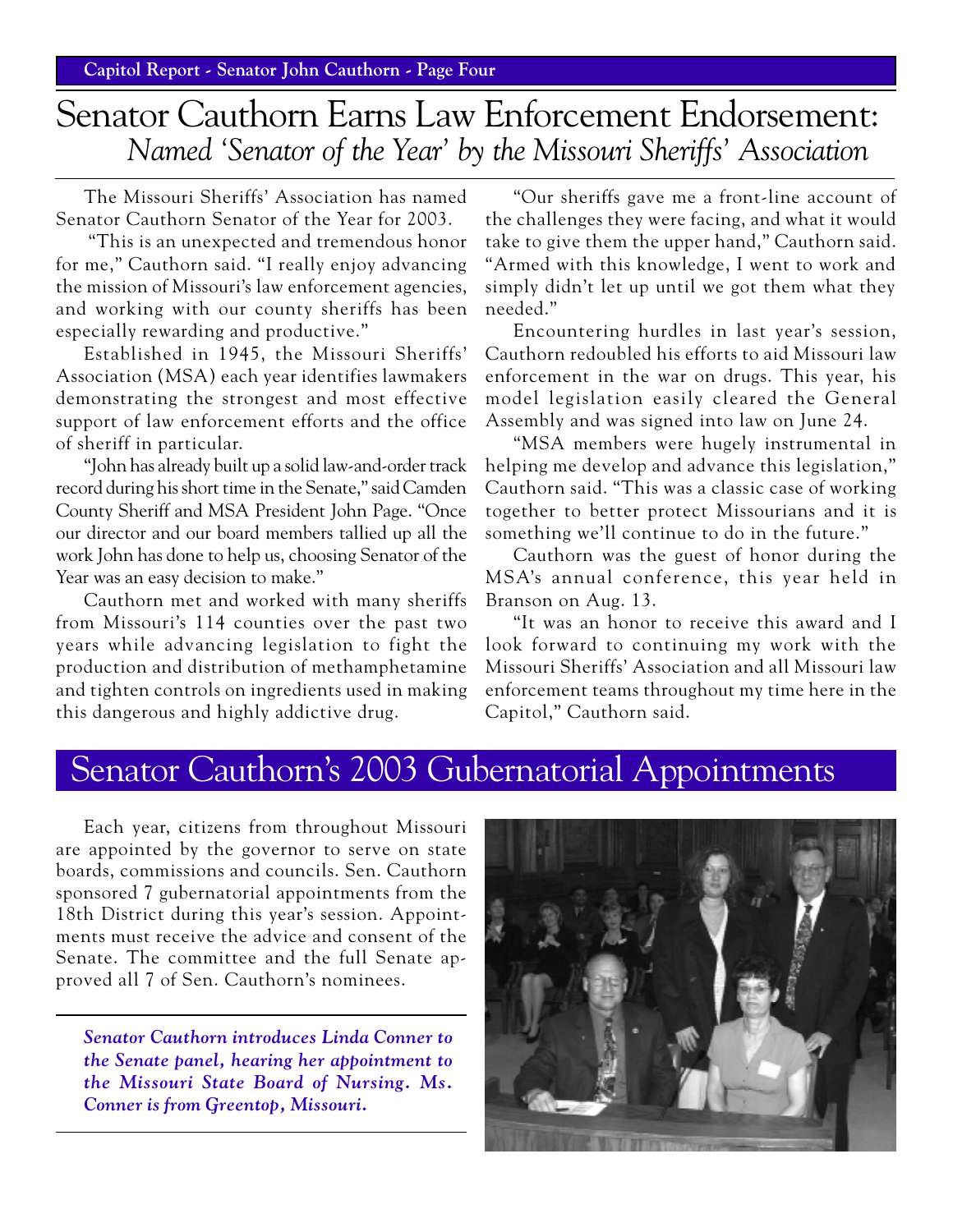# Senator Cauthorn Earns Law Enforcement Endorsement: *Named 'Senator of the Year' by the Missouri Sheriffs' Association*

The Missouri Sheriffs' Association has named Senator Cauthorn Senator of the Year for 2003.

"This is an unexpected and tremendous honor for me," Cauthorn said. "I really enjoy advancing the mission of Missouri's law enforcement agencies, and working with our county sheriffs has been especially rewarding and productive."

Established in 1945, the Missouri Sheriffs' Association (MSA) each year identifies lawmakers demonstrating the strongest and most effective support of law enforcement efforts and the office of sheriff in particular.

"John has already built up a solid law-and-order track record during his short time in the Senate," said Camden County Sheriff and MSA President John Page. "Once our director and our board members tallied up all the work John has done to help us, choosing Senator of the Year was an easy decision to make."

Cauthorn met and worked with many sheriffs from Missouri's 114 counties over the past two years while advancing legislation to fight the production and distribution of methamphetamine and tighten controls on ingredients used in making this dangerous and highly addictive drug.

"Our sheriffs gave me a front-line account of the challenges they were facing, and what it would take to give them the upper hand," Cauthorn said. "Armed with this knowledge, I went to work and simply didn't let up until we got them what they needed."

Encountering hurdles in last year's session, Cauthorn redoubled his efforts to aid Missouri law enforcement in the war on drugs. This year, his model legislation easily cleared the General Assembly and was signed into law on June 24.

"MSA members were hugely instrumental in helping me develop and advance this legislation," Cauthorn said. "This was a classic case of working together to better protect Missourians and it is something we'll continue to do in the future."

Cauthorn was the guest of honor during the MSA's annual conference, this year held in Branson on Aug. 13.

"It was an honor to receive this award and I look forward to continuing my work with the Missouri Sheriffs' Association and all Missouri law enforcement teams throughout my time here in the Capitol," Cauthorn said.

## Senator Cauthorn's 2003 Gubernatorial Appointments

Each year, citizens from throughout Missouri are appointed by the governor to serve on state boards, commissions and councils. Sen. Cauthorn sponsored 7 gubernatorial appointments from the 18th District during this year's session. Appointments must receive the advice and consent of the Senate. The committee and the full Senate approved all 7 of Sen. Cauthorn's nominees.

***Senator Cauthorn introduces Linda Conner to the Senate panel, hearing her appointment to the Missouri State Board of Nursing. Ms. Conner is from Greentop, Missouri.***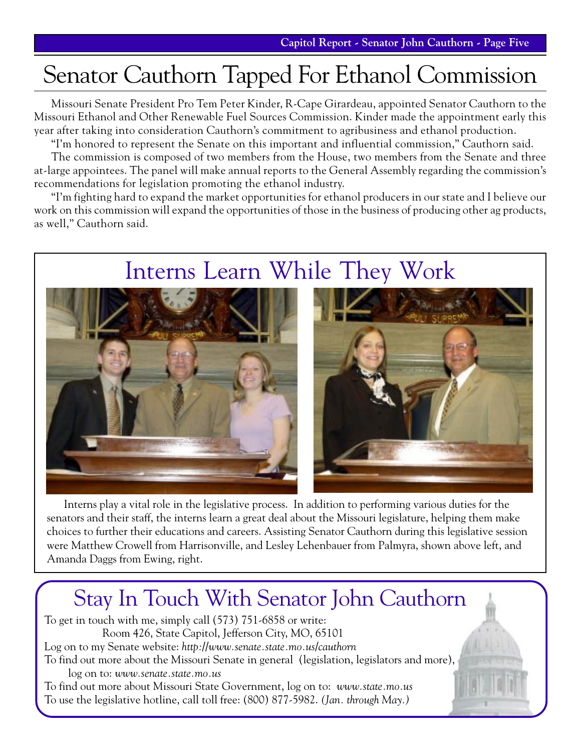# Senator Cauthorn Tapped For Ethanol Commission

Missouri Senate President Pro Tem Peter Kinder, R-Cape Girardeau, appointed Senator Cauthorn to the Missouri Ethanol and Other Renewable Fuel Sources Commission. Kinder made the appointment early this year after taking into consideration Cauthorn's commitment to agribusiness and ethanol production.

"I'm honored to represent the Senate on this important and influential commission," Cauthorn said.

The commission is composed of two members from the House, two members from the Senate and three at-large appointees. The panel will make annual reports to the General Assembly regarding the commission's recommendations for legislation promoting the ethanol industry.

"I'm fighting hard to expand the market opportunities for ethanol producers in our state and I believe our work on this commission will expand the opportunities of those in the business of producing other ag products, as well," Cauthorn said.

## Interns Learn While They Work

Interns play a vital role in the legislative process. In addition to performing various duties for the senators and their staff, the interns learn a great deal about the Missouri legislature, helping them make choices to further their educations and careers. Assisting Senator Cauthorn during this legislative session were Matthew Crowell from Harrisonville, and Lesley Lehenbauer from Palmyra, shown above left, and Amanda Daggs from Ewing, right.

## Stay In Touch With Senator John Cauthorn

To get in touch with me, simply call (573) 751-6858 or write:

Room 426, State Capitol, Jefferson City, MO, 65101

Log on to my Senate website: *http://www.senate.state.mo.us/cauthorn*

To find out more about the Missouri Senate in general (legislation, legislators and more), log on to: *www.senate.state.mo.us*

To find out more about Missouri State Government, log on to: *www.state.mo.us*

To use the legislative hotline, call toll free: (800) 877-5982. *(Jan. through May.)*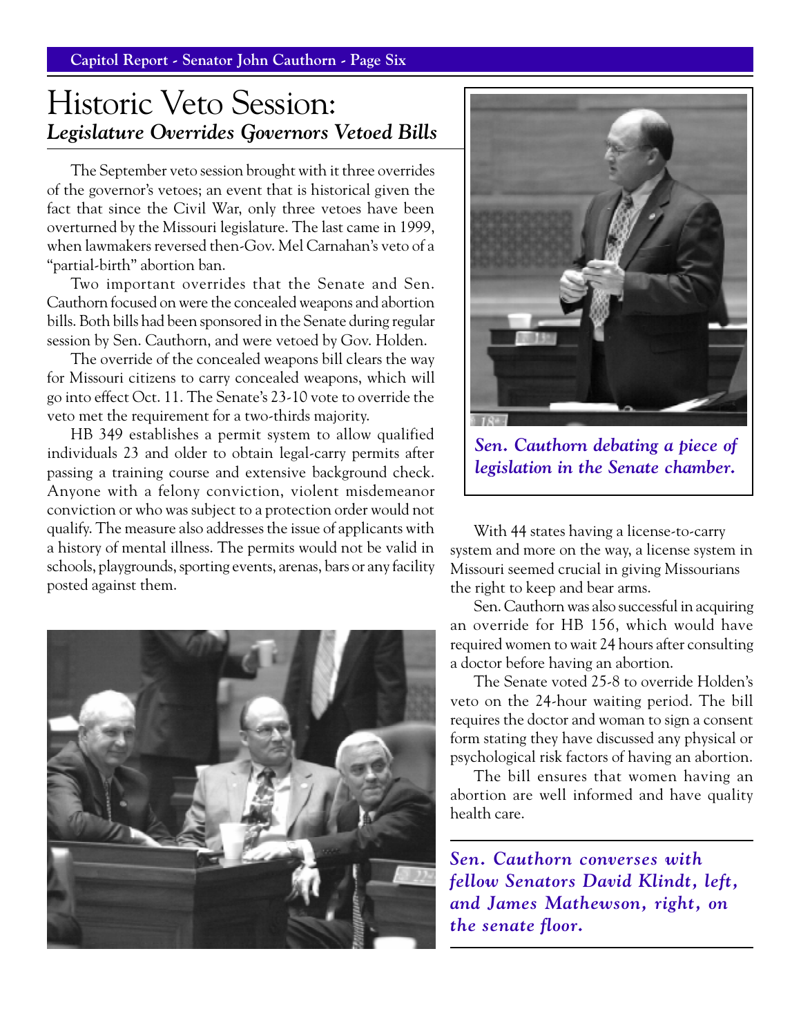# Historic Veto Session:
## *Legislature Overrides Governors Vetoed Bills*

The September veto session brought with it three overrides of the governor's vetoes; an event that is historical given the fact that since the Civil War, only three vetoes have been overturned by the Missouri legislature. The last came in 1999, when lawmakers reversed then-Gov. Mel Carnahan's veto of a "partial-birth" abortion ban.

Two important overrides that the Senate and Sen. Cauthorn focused on were the concealed weapons and abortion bills. Both bills had been sponsored in the Senate during regular session by Sen. Cauthorn, and were vetoed by Gov. Holden.

The override of the concealed weapons bill clears the way for Missouri citizens to carry concealed weapons, which will go into effect Oct. 11. The Senate's 23-10 vote to override the veto met the requirement for a two-thirds majority.

HB 349 establishes a permit system to allow qualified individuals 23 and older to obtain legal-carry permits after passing a training course and extensive background check. Anyone with a felony conviction, violent misdemeanor conviction or who was subject to a protection order would not qualify. The measure also addresses the issue of applicants with a history of mental illness. The permits would not be valid in schools, playgrounds, sporting events, arenas, bars or any facility posted against them.

*Sen. Cauthorn debating a piece of legislation in the Senate chamber.*

With 44 states having a license-to-carry system and more on the way, a license system in Missouri seemed crucial in giving Missourians the right to keep and bear arms.

Sen. Cauthorn was also successful in acquiring an override for HB 156, which would have required women to wait 24 hours after consulting a doctor before having an abortion.

The Senate voted 25-8 to override Holden's veto on the 24-hour waiting period. The bill requires the doctor and woman to sign a consent form stating they have discussed any physical or psychological risk factors of having an abortion.

The bill ensures that women having an abortion are well informed and have quality health care.

*Sen. Cauthorn converses with fellow Senators David Klindt, left, and James Mathewson, right, on the senate floor.*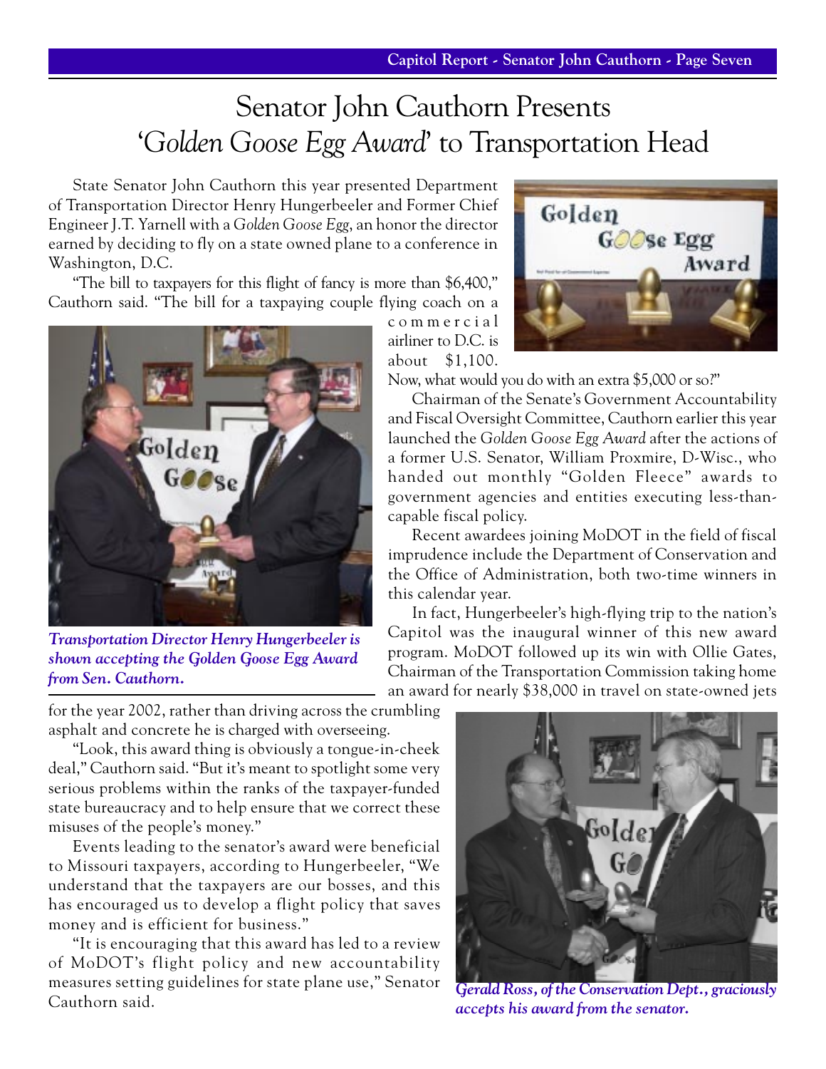# Senator John Cauthorn Presents '*Golden Goose Egg Award*' to Transportation Head

State Senator John Cauthorn this year presented Department of Transportation Director Henry Hungerbeeler and Former Chief Engineer J.T. Yarnell with a *Golden Goose Egg*, an honor the director earned by deciding to fly on a state owned plane to a conference in Washington, D.C.

"The bill to taxpayers for this flight of fancy is more than $6,400," Cauthorn said. "The bill for a taxpaying couple flying coach on a commercial airliner to D.C. is about $1,100. Now, what would you do with an extra $5,000 or so?"

Chairman of the Senate's Government Accountability and Fiscal Oversight Committee, Cauthorn earlier this year launched the *Golden Goose Egg Award* after the actions of a former U.S. Senator, William Proxmire, D-Wisc., who handed out monthly "Golden Fleece" awards to government agencies and entities executing less-than-capable fiscal policy.

Recent awardees joining MoDOT in the field of fiscal imprudence include the Department of Conservation and the Office of Administration, both two-time winners in this calendar year.

In fact, Hungerbeeler's high-flying trip to the nation's Capitol was the inaugural winner of this new award program. MoDOT followed up its win with Ollie Gates, Chairman of the Transportation Commission taking home an award for nearly $38,000 in travel on state-owned jets for the year 2002, rather than driving across the crumbling asphalt and concrete he is charged with overseeing.

*Transportation Director Henry Hungerbeeler is shown accepting the Golden Goose Egg Award from Sen. Cauthorn.*

"Look, this award thing is obviously a tongue-in-cheek deal," Cauthorn said. "But it's meant to spotlight some very serious problems within the ranks of the taxpayer-funded state bureaucracy and to help ensure that we correct these misuses of the people's money."

Events leading to the senator's award were beneficial to Missouri taxpayers, according to Hungerbeeler, "We understand that the taxpayers are our bosses, and this has encouraged us to develop a flight policy that saves money and is efficient for business."

"It is encouraging that this award has led to a review of MoDOT's flight policy and new accountability measures setting guidelines for state plane use," Senator Cauthorn said.

*Gerald Ross, of the Conservation Dept., graciously accepts his award from the senator.*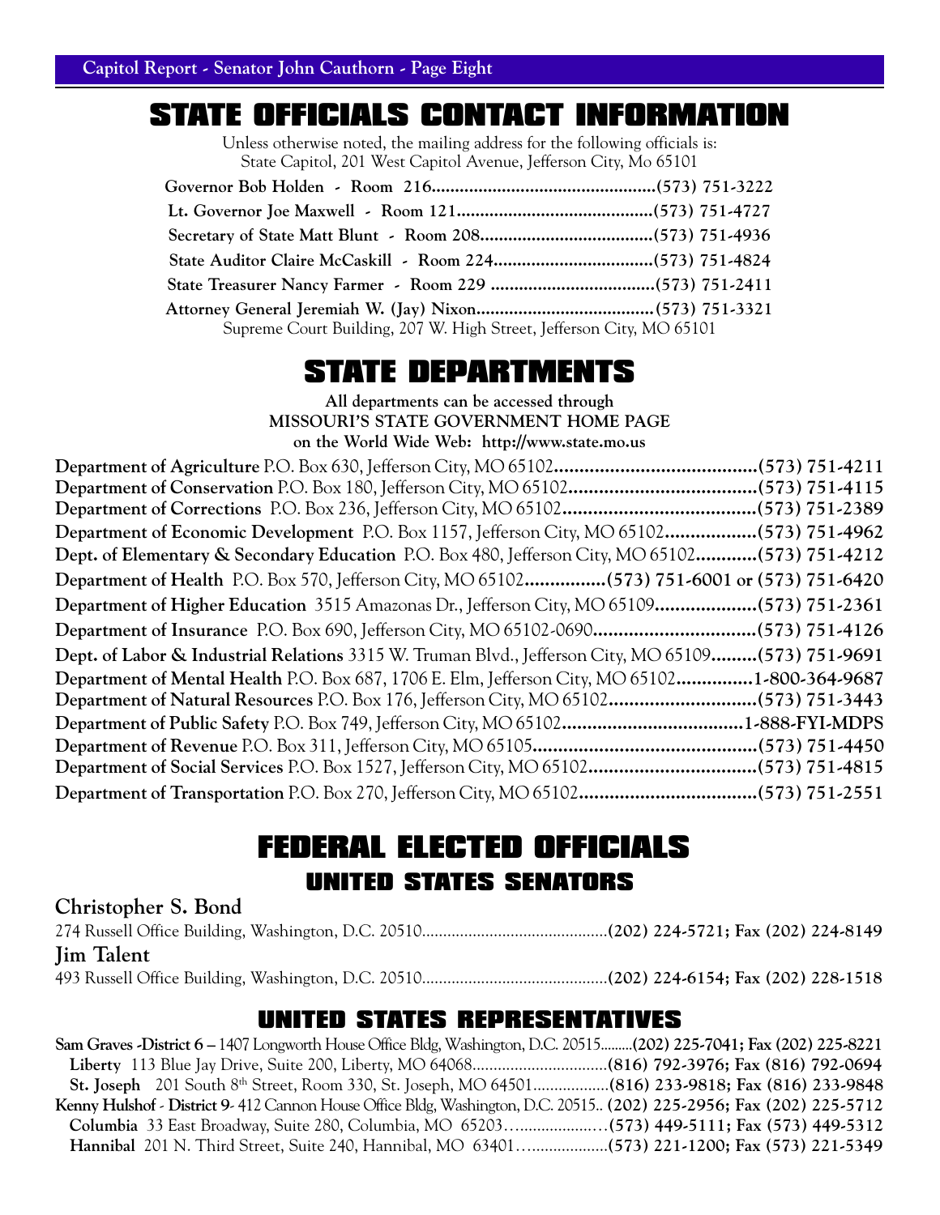# STATE OFFICIALS CONTACT INFORMATION

Unless otherwise noted, the mailing address for the following officials is:
State Capitol, 201 West Capitol Avenue, Jefferson City, Mo 65101

**Governor Bob Holden - Room 216................................................(573) 751-3222**

**Lt. Governor Joe Maxwell - Room 121..........................................(573) 751-4727**

**Secretary of State Matt Blunt - Room 208.....................................(573) 751-4936**

**State Auditor Claire McCaskill - Room 224..................................(573) 751-4824**

**State Treasurer Nancy Farmer - Room 229 ...................................(573) 751-2411**

**Attorney General Jeremiah W. (Jay) Nixon......................................(573) 751-3321**
Supreme Court Building, 207 W. High Street, Jefferson City, MO 65101

# STATE DEPARTMENTS

**All departments can be accessed through**
**MISSOURI'S STATE GOVERNMENT HOME PAGE**
**on the World Wide Web: http://www.state.mo.us**

**Department of Agriculture** P.O. Box 630, Jefferson City, MO 65102**........................................(573) 751-4211**
**Department of Conservation** P.O. Box 180, Jefferson City, MO 65102**.....................................(573) 751-4115**
**Department of Corrections** P.O. Box 236, Jefferson City, MO 65102**......................................(573) 751-2389**
**Department of Economic Development** P.O. Box 1157, Jefferson City, MO 65102**..................(573) 751-4962**
**Dept. of Elementary & Secondary Education** P.O. Box 480, Jefferson City, MO 65102**............(573) 751-4212**
**Department of Health** P.O. Box 570, Jefferson City, MO 65102**................(573) 751-6001 or (573) 751-6420**
**Department of Higher Education** 3515 Amazonas Dr., Jefferson City, MO 65109**....................(573) 751-2361**
**Department of Insurance** P.O. Box 690, Jefferson City, MO 65102-0690**................................(573) 751-4126**
**Dept. of Labor & Industrial Relations** 3315 W. Truman Blvd., Jefferson City, MO 65109**.........(573) 751-9691**
**Department of Mental Health** P.O. Box 687, 1706 E. Elm, Jefferson City, MO 65102**...............1-800-364-9687**
**Department of Natural Resources** P.O. Box 176, Jefferson City, MO 65102**.............................(573) 751-3443**
**Department of Public Safety** P.O. Box 749, Jefferson City, MO 65102**....................................1-888-FYI-MDPS**
**Department of Revenue** P.O. Box 311, Jefferson City, MO 65105**............................................(573) 751-4450**
**Department of Social Services** P.O. Box 1527, Jefferson City, MO 65102**.................................(573) 751-4815**
**Department of Transportation** P.O. Box 270, Jefferson City, MO 65102**...................................(573) 751-2551**

# FEDERAL ELECTED OFFICIALS

## UNITED STATES SENATORS

### Christopher S. Bond

274 Russell Office Building, Washington, D.C. 20510............................................**(202) 224-5721; Fax (202) 224-8149**

### Jim Talent

493 Russell Office Building, Washington, D.C. 20510............................................**(202) 224-6154; Fax (202) 228-1518**

## UNITED STATES REPRESENTATIVES

**Sam Graves -District 6 –** 1407 Longworth House Office Bldg, Washington, D.C. 20515.........**(202) 225-7041; Fax (202) 225-8221**
**Liberty** 113 Blue Jay Drive, Suite 200, Liberty, MO 64068................................**(816) 792-3976; Fax (816) 792-0694**
**St. Joseph** 201 South 8th Street, Room 330, St. Joseph, MO 64501..................**(816) 233-9818; Fax (816) 233-9848**
**Kenny Hulshof - District 9**- 412 Cannon House Office Bldg, Washington, D.C. 20515.. **(202) 225-2956; Fax (202) 225-5712**
**Columbia** 33 East Broadway, Suite 280, Columbia, MO 65203…....................…**(573) 449-5111; Fax (573) 449-5312**
**Hannibal** 201 N. Third Street, Suite 240, Hannibal, MO 63401…..................**(573) 221-1200; Fax (573) 221-5349**